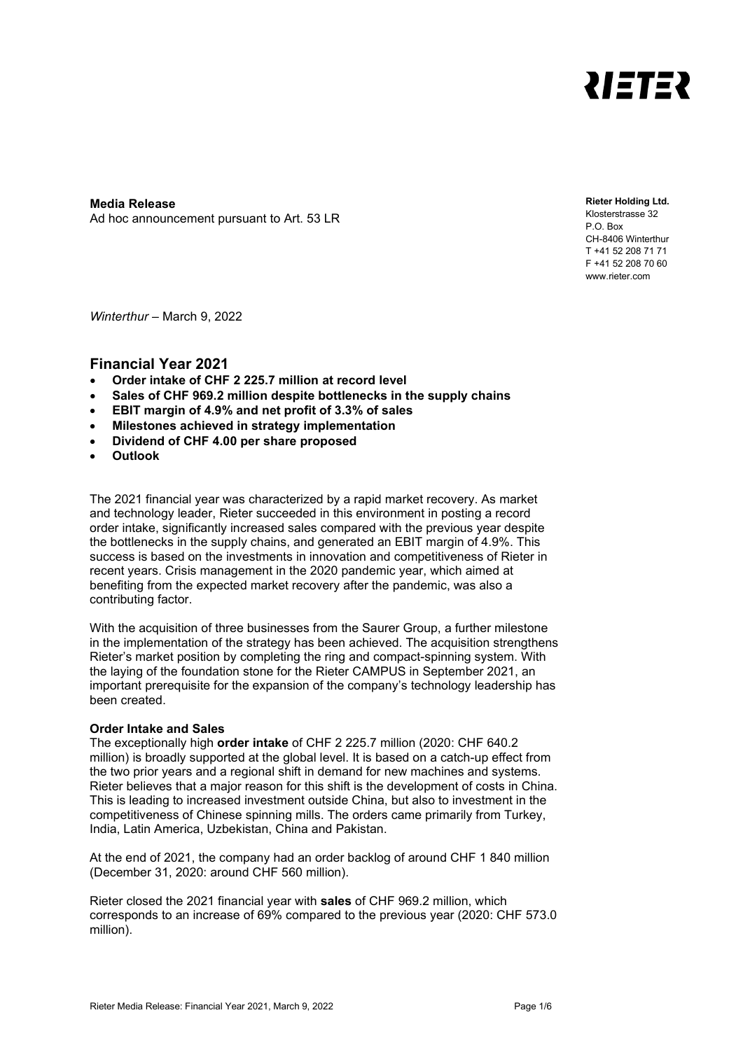RIETER

**Media Release**
Ad hoc announcement pursuant to Art. 53 LR

**Rieter Holding Ltd.**
Klosterstrasse 32
P.O. Box
CH-8406 Winterthur
T +41 52 208 71 71
F +41 52 208 70 60
www.rieter.com

*Winterthur* – March 9, 2022

## Financial Year 2021

- **Order intake of CHF 2 225.7 million at record level**
- **Sales of CHF 969.2 million despite bottlenecks in the supply chains**
- **EBIT margin of 4.9% and net profit of 3.3% of sales**
- **Milestones achieved in strategy implementation**
- **Dividend of CHF 4.00 per share proposed**
- **Outlook**

The 2021 financial year was characterized by a rapid market recovery. As market and technology leader, Rieter succeeded in this environment in posting a record order intake, significantly increased sales compared with the previous year despite the bottlenecks in the supply chains, and generated an EBIT margin of 4.9%. This success is based on the investments in innovation and competitiveness of Rieter in recent years. Crisis management in the 2020 pandemic year, which aimed at benefiting from the expected market recovery after the pandemic, was also a contributing factor.

With the acquisition of three businesses from the Saurer Group, a further milestone in the implementation of the strategy has been achieved. The acquisition strengthens Rieter's market position by completing the ring and compact-spinning system. With the laying of the foundation stone for the Rieter CAMPUS in September 2021, an important prerequisite for the expansion of the company's technology leadership has been created.

**Order Intake and Sales**

The exceptionally high **order intake** of CHF 2 225.7 million (2020: CHF 640.2 million) is broadly supported at the global level. It is based on a catch-up effect from the two prior years and a regional shift in demand for new machines and systems. Rieter believes that a major reason for this shift is the development of costs in China. This is leading to increased investment outside China, but also to investment in the competitiveness of Chinese spinning mills. The orders came primarily from Turkey, India, Latin America, Uzbekistan, China and Pakistan.

At the end of 2021, the company had an order backlog of around CHF 1 840 million (December 31, 2020: around CHF 560 million).

Rieter closed the 2021 financial year with **sales** of CHF 969.2 million, which corresponds to an increase of 69% compared to the previous year (2020: CHF 573.0 million).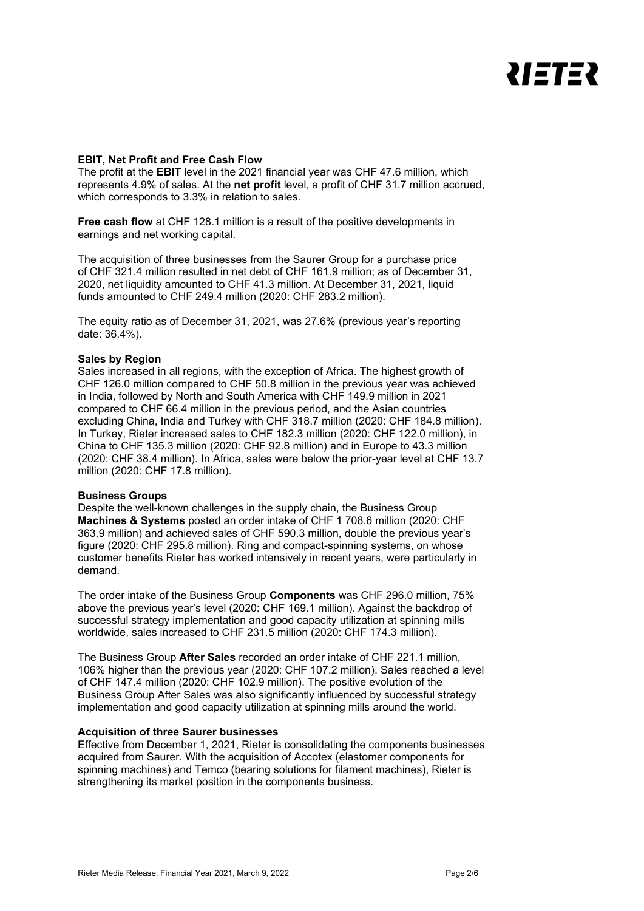**EBIT, Net Profit and Free Cash Flow**

The profit at the **EBIT** level in the 2021 financial year was CHF 47.6 million, which represents 4.9% of sales. At the **net profit** level, a profit of CHF 31.7 million accrued, which corresponds to 3.3% in relation to sales.

**Free cash flow** at CHF 128.1 million is a result of the positive developments in earnings and net working capital.

The acquisition of three businesses from the Saurer Group for a purchase price of CHF 321.4 million resulted in net debt of CHF 161.9 million; as of December 31, 2020, net liquidity amounted to CHF 41.3 million. At December 31, 2021, liquid funds amounted to CHF 249.4 million (2020: CHF 283.2 million).

The equity ratio as of December 31, 2021, was 27.6% (previous year's reporting date: 36.4%).

**Sales by Region**

Sales increased in all regions, with the exception of Africa. The highest growth of CHF 126.0 million compared to CHF 50.8 million in the previous year was achieved in India, followed by North and South America with CHF 149.9 million in 2021 compared to CHF 66.4 million in the previous period, and the Asian countries excluding China, India and Turkey with CHF 318.7 million (2020: CHF 184.8 million). In Turkey, Rieter increased sales to CHF 182.3 million (2020: CHF 122.0 million), in China to CHF 135.3 million (2020: CHF 92.8 million) and in Europe to 43.3 million (2020: CHF 38.4 million). In Africa, sales were below the prior-year level at CHF 13.7 million (2020: CHF 17.8 million).

**Business Groups**

Despite the well-known challenges in the supply chain, the Business Group **Machines & Systems** posted an order intake of CHF 1 708.6 million (2020: CHF 363.9 million) and achieved sales of CHF 590.3 million, double the previous year's figure (2020: CHF 295.8 million). Ring and compact-spinning systems, on whose customer benefits Rieter has worked intensively in recent years, were particularly in demand.

The order intake of the Business Group **Components** was CHF 296.0 million, 75% above the previous year's level (2020: CHF 169.1 million). Against the backdrop of successful strategy implementation and good capacity utilization at spinning mills worldwide, sales increased to CHF 231.5 million (2020: CHF 174.3 million).

The Business Group **After Sales** recorded an order intake of CHF 221.1 million, 106% higher than the previous year (2020: CHF 107.2 million). Sales reached a level of CHF 147.4 million (2020: CHF 102.9 million). The positive evolution of the Business Group After Sales was also significantly influenced by successful strategy implementation and good capacity utilization at spinning mills around the world.

**Acquisition of three Saurer businesses**

Effective from December 1, 2021, Rieter is consolidating the components businesses acquired from Saurer. With the acquisition of Accotex (elastomer components for spinning machines) and Temco (bearing solutions for filament machines), Rieter is strengthening its market position in the components business.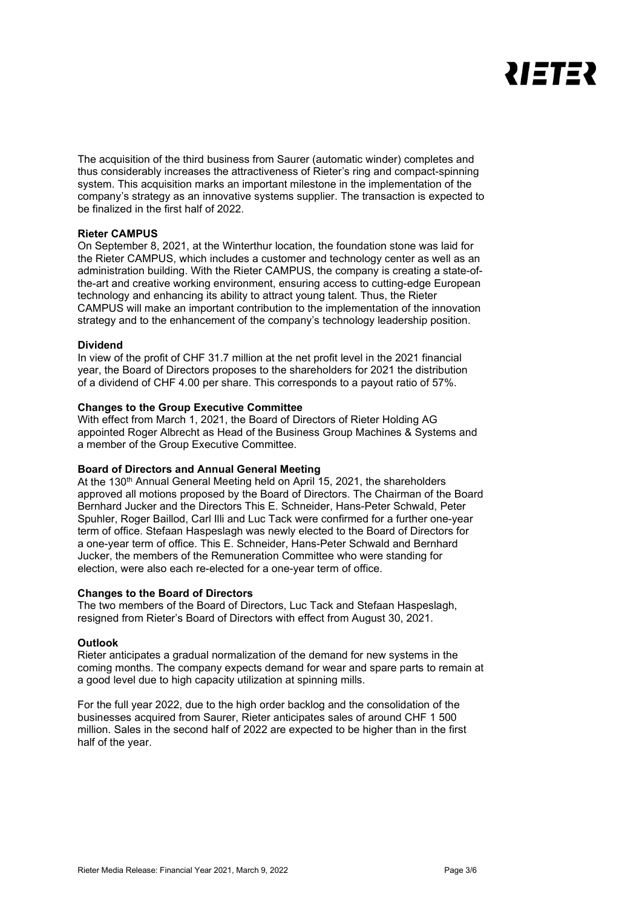The acquisition of the third business from Saurer (automatic winder) completes and thus considerably increases the attractiveness of Rieter's ring and compact-spinning system. This acquisition marks an important milestone in the implementation of the company's strategy as an innovative systems supplier. The transaction is expected to be finalized in the first half of 2022.

**Rieter CAMPUS**

On September 8, 2021, at the Winterthur location, the foundation stone was laid for the Rieter CAMPUS, which includes a customer and technology center as well as an administration building. With the Rieter CAMPUS, the company is creating a state-of-the-art and creative working environment, ensuring access to cutting-edge European technology and enhancing its ability to attract young talent. Thus, the Rieter CAMPUS will make an important contribution to the implementation of the innovation strategy and to the enhancement of the company's technology leadership position.

**Dividend**

In view of the profit of CHF 31.7 million at the net profit level in the 2021 financial year, the Board of Directors proposes to the shareholders for 2021 the distribution of a dividend of CHF 4.00 per share. This corresponds to a payout ratio of 57%.

**Changes to the Group Executive Committee**

With effect from March 1, 2021, the Board of Directors of Rieter Holding AG appointed Roger Albrecht as Head of the Business Group Machines & Systems and a member of the Group Executive Committee.

**Board of Directors and Annual General Meeting**

At the 130th Annual General Meeting held on April 15, 2021, the shareholders approved all motions proposed by the Board of Directors. The Chairman of the Board Bernhard Jucker and the Directors This E. Schneider, Hans-Peter Schwald, Peter Spuhler, Roger Baillod, Carl Illi and Luc Tack were confirmed for a further one-year term of office. Stefaan Haspeslagh was newly elected to the Board of Directors for a one-year term of office. This E. Schneider, Hans-Peter Schwald and Bernhard Jucker, the members of the Remuneration Committee who were standing for election, were also each re-elected for a one-year term of office.

**Changes to the Board of Directors**

The two members of the Board of Directors, Luc Tack and Stefaan Haspeslagh, resigned from Rieter's Board of Directors with effect from August 30, 2021.

**Outlook**

Rieter anticipates a gradual normalization of the demand for new systems in the coming months. The company expects demand for wear and spare parts to remain at a good level due to high capacity utilization at spinning mills.

For the full year 2022, due to the high order backlog and the consolidation of the businesses acquired from Saurer, Rieter anticipates sales of around CHF 1 500 million. Sales in the second half of 2022 are expected to be higher than in the first half of the year.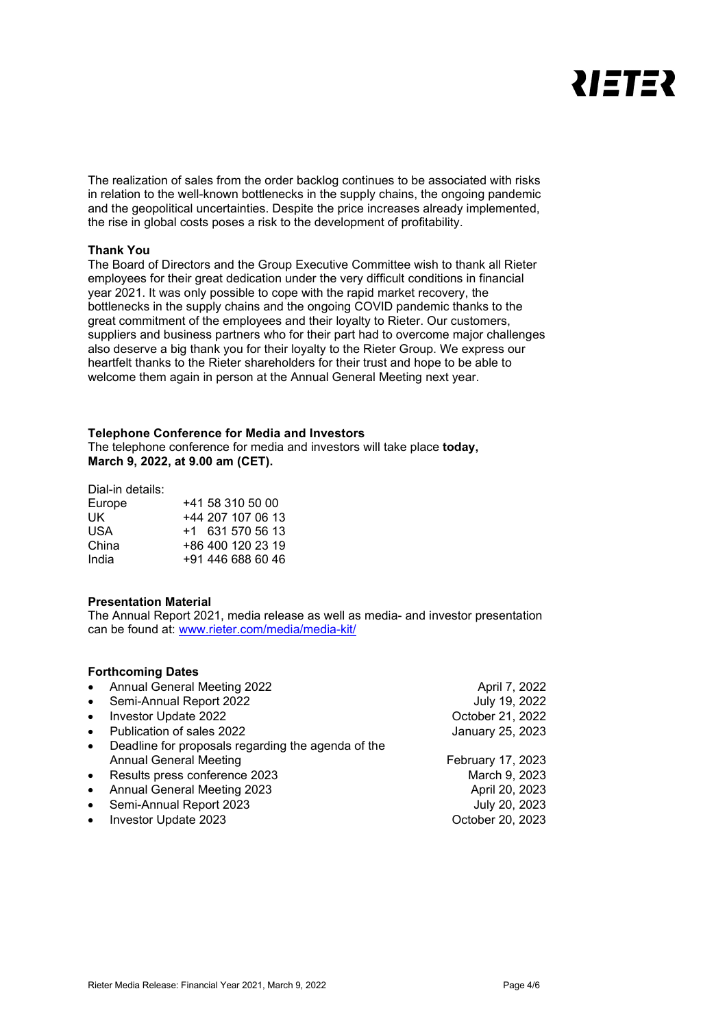The realization of sales from the order backlog continues to be associated with risks in relation to the well-known bottlenecks in the supply chains, the ongoing pandemic and the geopolitical uncertainties. Despite the price increases already implemented, the rise in global costs poses a risk to the development of profitability.

**Thank You**

The Board of Directors and the Group Executive Committee wish to thank all Rieter employees for their great dedication under the very difficult conditions in financial year 2021. It was only possible to cope with the rapid market recovery, the bottlenecks in the supply chains and the ongoing COVID pandemic thanks to the great commitment of the employees and their loyalty to Rieter. Our customers, suppliers and business partners who for their part had to overcome major challenges also deserve a big thank you for their loyalty to the Rieter Group. We express our heartfelt thanks to the Rieter shareholders for their trust and hope to be able to welcome them again in person at the Annual General Meeting next year.

**Telephone Conference for Media and Investors**

The telephone conference for media and investors will take place **today, March 9, 2022, at 9.00 am (CET).**

Dial-in details:

| | |
|---|---|
| Europe | +41 58 310 50 00 |
| UK | +44 207 107 06 13 |
| USA | +1 631 570 56 13 |
| China | +86 400 120 23 19 |
| India | +91 446 688 60 46 |

**Presentation Material**

The Annual Report 2021, media release as well as media- and investor presentation can be found at: www.rieter.com/media/media-kit/

**Forthcoming Dates**

| | |
|---|---|
| • Annual General Meeting 2022 | April 7, 2022 |
| • Semi-Annual Report 2022 | July 19, 2022 |
| • Investor Update 2022 | October 21, 2022 |
| • Publication of sales 2022 | January 25, 2023 |
| • Deadline for proposals regarding the agenda of the Annual General Meeting | February 17, 2023 |
| • Results press conference 2023 | March 9, 2023 |
| • Annual General Meeting 2023 | April 20, 2023 |
| • Semi-Annual Report 2023 | July 20, 2023 |
| • Investor Update 2023 | October 20, 2023 |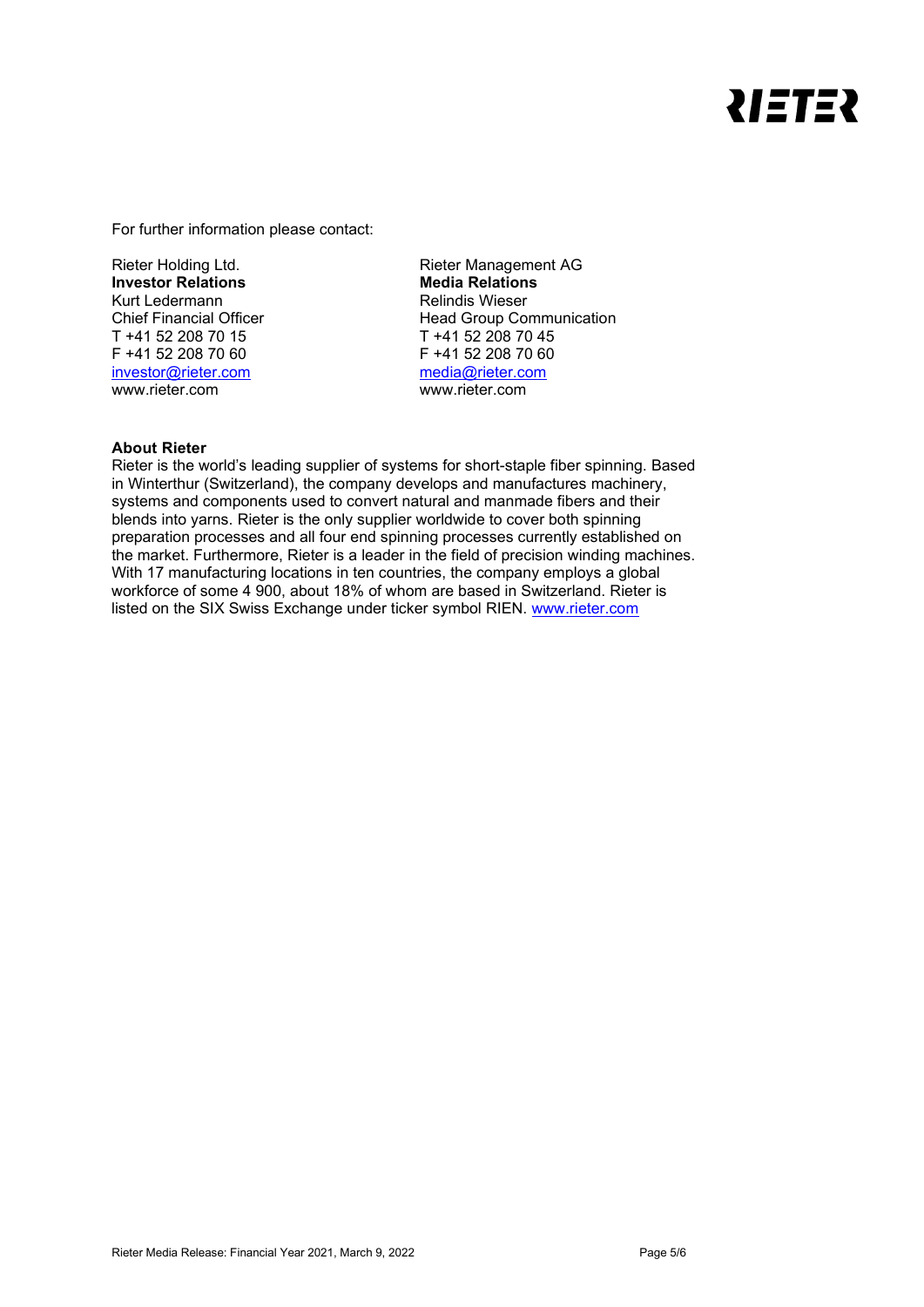For further information please contact:

Rieter Holding Ltd.
**Investor Relations**
Kurt Ledermann
Chief Financial Officer
T +41 52 208 70 15
F +41 52 208 70 60
investor@rieter.com
www.rieter.com

Rieter Management AG
**Media Relations**
Relindis Wieser
Head Group Communication
T +41 52 208 70 45
F +41 52 208 70 60
media@rieter.com
www.rieter.com

**About Rieter**
Rieter is the world's leading supplier of systems for short-staple fiber spinning. Based in Winterthur (Switzerland), the company develops and manufactures machinery, systems and components used to convert natural and manmade fibers and their blends into yarns. Rieter is the only supplier worldwide to cover both spinning preparation processes and all four end spinning processes currently established on the market. Furthermore, Rieter is a leader in the field of precision winding machines. With 17 manufacturing locations in ten countries, the company employs a global workforce of some 4 900, about 18% of whom are based in Switzerland. Rieter is listed on the SIX Swiss Exchange under ticker symbol RIEN. www.rieter.com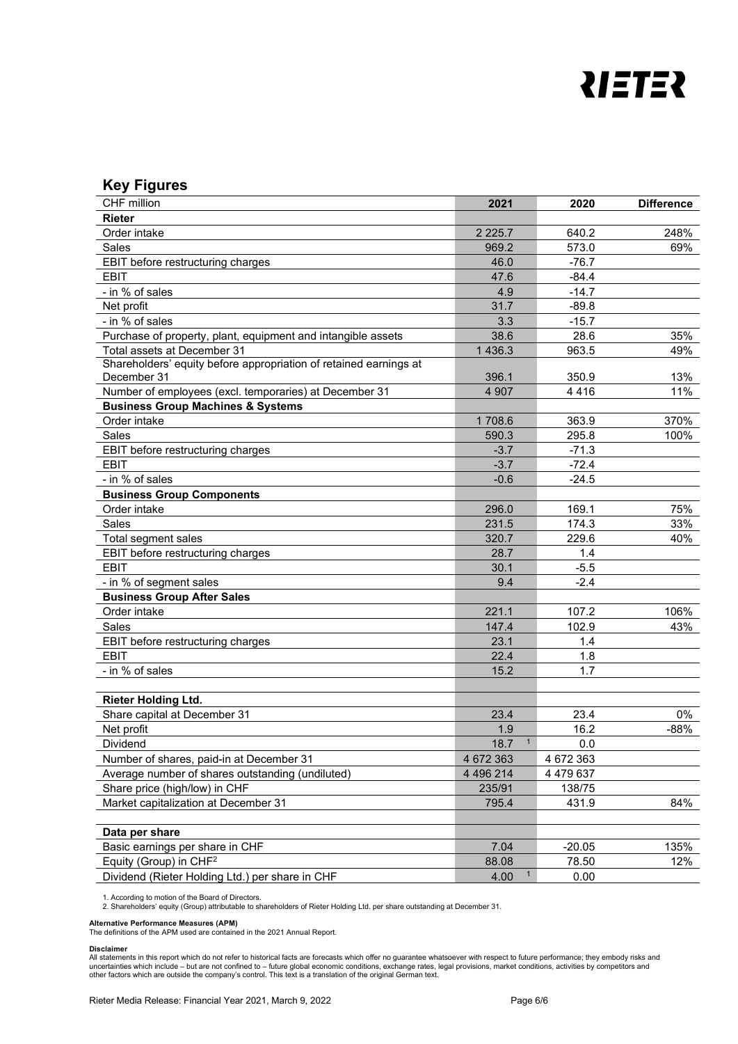## Key Figures

| CHF million | 2021 | 2020 | Difference |
|---|---|---|---|
| **Rieter** | | | |
| Order intake | 2 225.7 | 640.2 | 248% |
| Sales | 969.2 | 573.0 | 69% |
| EBIT before restructuring charges | 46.0 | -76.7 | |
| EBIT | 47.6 | -84.4 | |
| - in % of sales | 4.9 | -14.7 | |
| Net profit | 31.7 | -89.8 | |
| - in % of sales | 3.3 | -15.7 | |
| Purchase of property, plant, equipment and intangible assets | 38.6 | 28.6 | 35% |
| Total assets at December 31 | 1 436.3 | 963.5 | 49% |
| Shareholders' equity before appropriation of retained earnings at December 31 | 396.1 | 350.9 | 13% |
| Number of employees (excl. temporaries) at December 31 | 4 907 | 4 416 | 11% |
| **Business Group Machines & Systems** | | | |
| Order intake | 1 708.6 | 363.9 | 370% |
| Sales | 590.3 | 295.8 | 100% |
| EBIT before restructuring charges | -3.7 | -71.3 | |
| EBIT | -3.7 | -72.4 | |
| - in % of sales | -0.6 | -24.5 | |
| **Business Group Components** | | | |
| Order intake | 296.0 | 169.1 | 75% |
| Sales | 231.5 | 174.3 | 33% |
| Total segment sales | 320.7 | 229.6 | 40% |
| EBIT before restructuring charges | 28.7 | 1.4 | |
| EBIT | 30.1 | -5.5 | |
| - in % of segment sales | 9.4 | -2.4 | |
| **Business Group After Sales** | | | |
| Order intake | 221.1 | 107.2 | 106% |
| Sales | 147.4 | 102.9 | 43% |
| EBIT before restructuring charges | 23.1 | 1.4 | |
| EBIT | 22.4 | 1.8 | |
| - in % of sales | 15.2 | 1.7 | |
| | | | |
| **Rieter Holding Ltd.** | | | |
| Share capital at December 31 | 23.4 | 23.4 | 0% |
| Net profit | 1.9 | 16.2 | -88% |
| Dividend | 18.7 [1] | 0.0 | |
| Number of shares, paid-in at December 31 | 4 672 363 | 4 672 363 | |
| Average number of shares outstanding (undiluted) | 4 496 214 | 4 479 637 | |
| Share price (high/low) in CHF | 235/91 | 138/75 | |
| Market capitalization at December 31 | 795.4 | 431.9 | 84% |
| | | | |
| **Data per share** | | | |
| Basic earnings per share in CHF | 7.04 | -20.05 | 135% |
| Equity (Group) in CHF[2] | 88.08 | 78.50 | 12% |
| Dividend (Rieter Holding Ltd.) per share in CHF | 4.00 [1] | 0.00 | |

1. According to motion of the Board of Directors.
2. Shareholders' equity (Group) attributable to shareholders of Rieter Holding Ltd. per share outstanding at December 31.

**Alternative Performance Measures (APM)**
The definitions of the APM used are contained in the 2021 Annual Report.

**Disclaimer**
All statements in this report which do not refer to historical facts are forecasts which offer no guarantee whatsoever with respect to future performance; they embody risks and uncertainties which include – but are not confined to – future global economic conditions, exchange rates, legal provisions, market conditions, activities by competitors and other factors which are outside the company's control. This text is a translation of the original German text.